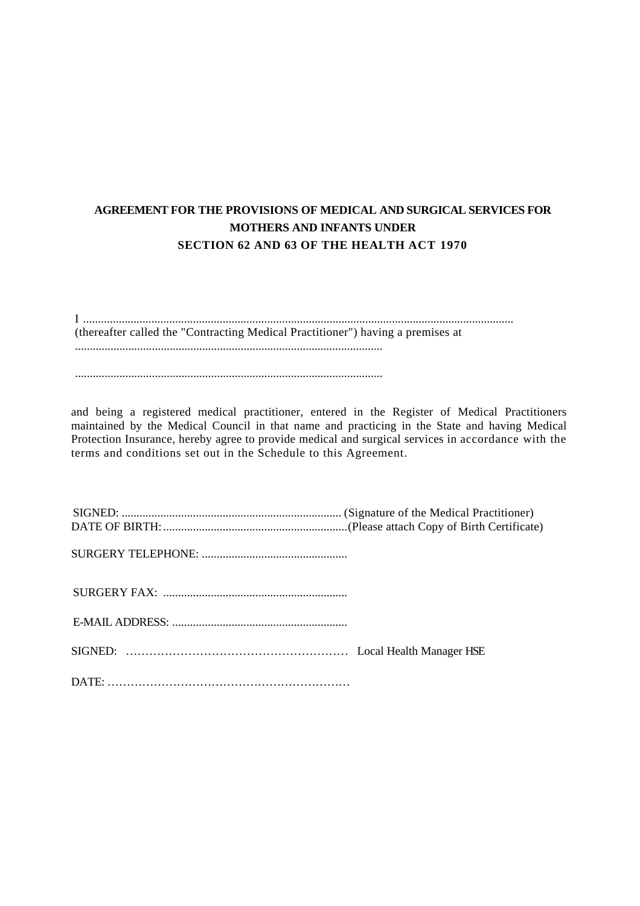**AGREEMENT FOR THE PROVISIONS OF MEDICAL AND SURGICAL SERVICES FOR MOTHERS AND INFANTS UNDER**
**SECTION 62 AND 63 OF THE HEALTH ACT 1970**

I ...................................................................................................................................................
(thereafter called the "Contracting Medical Practitioner") having a premises at
.......................................................................................................

.......................................................................................................

and being a registered medical practitioner, entered in the Register of Medical Practitioners maintained by the Medical Council in that name and practicing in the State and having Medical Protection Insurance, hereby agree to provide medical and surgical services in accordance with the terms and conditions set out in the Schedule to this Agreement.

SIGNED: .......................................................................... (Signature of the Medical Practitioner)
DATE OF BIRTH: ..............................................................(Please attach Copy of Birth Certificate)

SURGERY TELEPHONE: .................................................

SURGERY FAX: .............................................................

E-MAIL ADDRESS: ...........................................................

SIGNED: ………………………………………………… Local Health Manager HSE

DATE: ………………………………………………………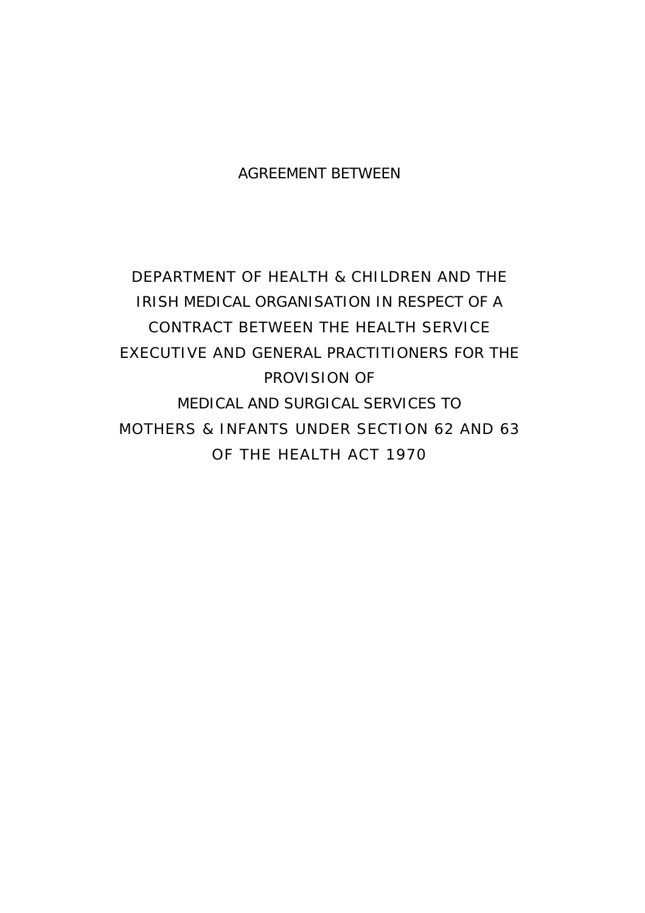# AGREEMENT BETWEEN

# DEPARTMENT OF HEALTH & CHILDREN AND THE IRISH MEDICAL ORGANISATION IN RESPECT OF A CONTRACT BETWEEN THE HEALTH SERVICE EXECUTIVE AND GENERAL PRACTITIONERS FOR THE PROVISION OF MEDICAL AND SURGICAL SERVICES TO MOTHERS & INFANTS UNDER SECTION 62 AND 63 OF THE HEALTH ACT 1970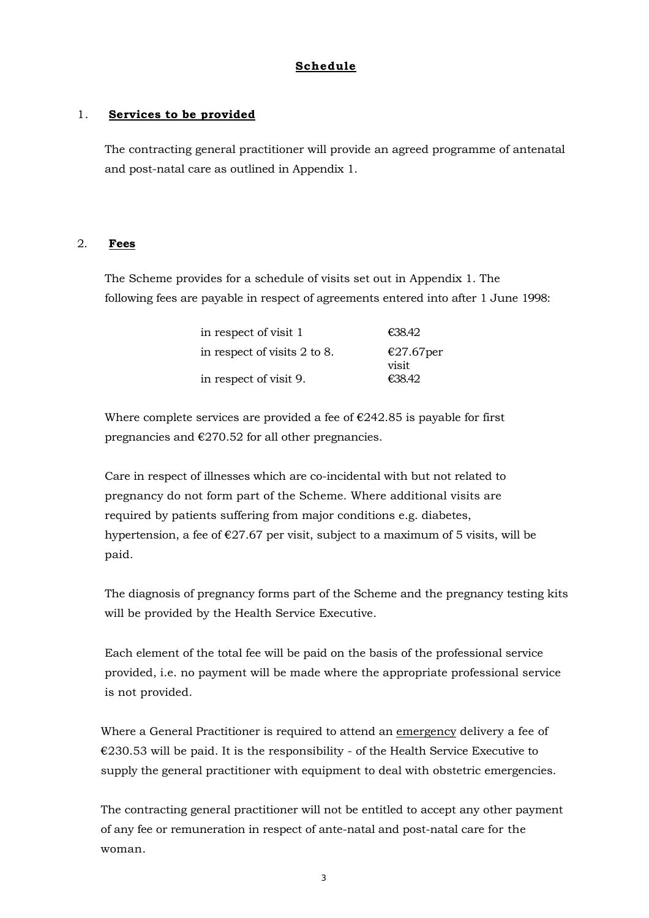# Schedule

## 1. Services to be provided

The contracting general practitioner will provide an agreed programme of antenatal and post-natal care as outlined in Appendix 1.

## 2. Fees

The Scheme provides for a schedule of visits set out in Appendix 1. The following fees are payable in respect of agreements entered into after 1 June 1998:

| | |
|---|---|
| in respect of visit 1 | €38.42 |
| in respect of visits 2 to 8. | €27.67per visit |
| in respect of visit 9. | €38.42 |

Where complete services are provided a fee of €242.85 is payable for first pregnancies and €270.52 for all other pregnancies.

Care in respect of illnesses which are co-incidental with but not related to pregnancy do not form part of the Scheme. Where additional visits are required by patients suffering from major conditions e.g. diabetes, hypertension, a fee of €27.67 per visit, subject to a maximum of 5 visits, will be paid.

The diagnosis of pregnancy forms part of the Scheme and the pregnancy testing kits will be provided by the Health Service Executive.

Each element of the total fee will be paid on the basis of the professional service provided, i.e. no payment will be made where the appropriate professional service is not provided.

Where a General Practitioner is required to attend an emergency delivery a fee of €230.53 will be paid. It is the responsibility - of the Health Service Executive to supply the general practitioner with equipment to deal with obstetric emergencies.

The contracting general practitioner will not be entitled to accept any other payment of any fee or remuneration in respect of ante-natal and post-natal care for the woman.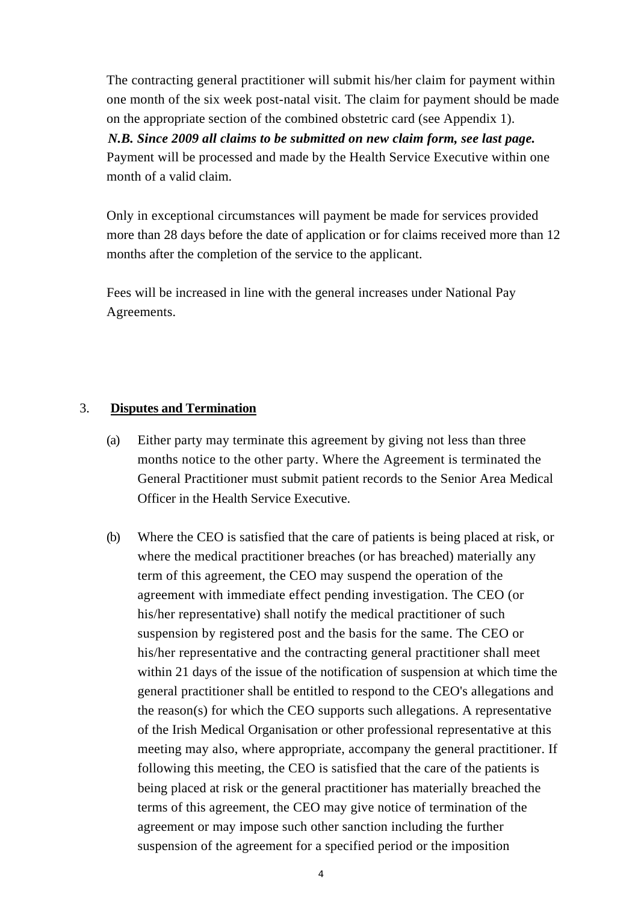The contracting general practitioner will submit his/her claim for payment within one month of the six week post-natal visit. The claim for payment should be made on the appropriate section of the combined obstetric card (see Appendix 1).
***N.B. Since 2009 all claims to be submitted on new claim form, see last page.***
Payment will be processed and made by the Health Service Executive within one month of a valid claim.

Only in exceptional circumstances will payment be made for services provided more than 28 days before the date of application or for claims received more than 12 months after the completion of the service to the applicant.

Fees will be increased in line with the general increases under National Pay Agreements.

3. **Disputes and Termination**

(a) Either party may terminate this agreement by giving not less than three months notice to the other party. Where the Agreement is terminated the General Practitioner must submit patient records to the Senior Area Medical Officer in the Health Service Executive.

(b) Where the CEO is satisfied that the care of patients is being placed at risk, or where the medical practitioner breaches (or has breached) materially any term of this agreement, the CEO may suspend the operation of the agreement with immediate effect pending investigation. The CEO (or his/her representative) shall notify the medical practitioner of such suspension by registered post and the basis for the same. The CEO or his/her representative and the contracting general practitioner shall meet within 21 days of the issue of the notification of suspension at which time the general practitioner shall be entitled to respond to the CEO's allegations and the reason(s) for which the CEO supports such allegations. A representative of the Irish Medical Organisation or other professional representative at this meeting may also, where appropriate, accompany the general practitioner. If following this meeting, the CEO is satisfied that the care of the patients is being placed at risk or the general practitioner has materially breached the terms of this agreement, the CEO may give notice of termination of the agreement or may impose such other sanction including the further suspension of the agreement for a specified period or the imposition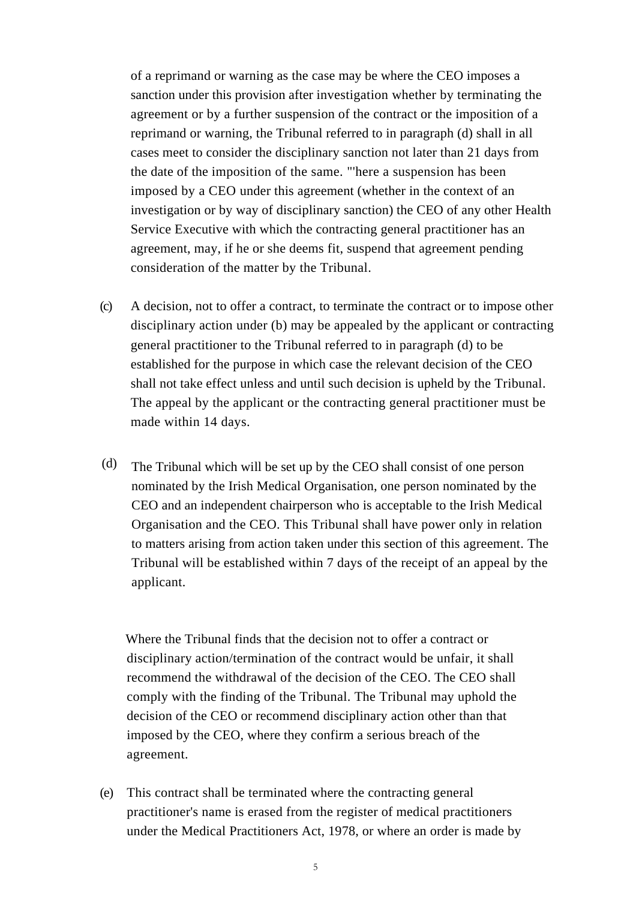of a reprimand or warning as the case may be where the CEO imposes a sanction under this provision after investigation whether by terminating the agreement or by a further suspension of the contract or the imposition of a reprimand or warning, the Tribunal referred to in paragraph (d) shall in all cases meet to consider the disciplinary sanction not later than 21 days from the date of the imposition of the same. "'here a suspension has been imposed by a CEO under this agreement (whether in the context of an investigation or by way of disciplinary sanction) the CEO of any other Health Service Executive with which the contracting general practitioner has an agreement, may, if he or she deems fit, suspend that agreement pending consideration of the matter by the Tribunal.

(c) A decision, not to offer a contract, to terminate the contract or to impose other disciplinary action under (b) may be appealed by the applicant or contracting general practitioner to the Tribunal referred to in paragraph (d) to be established for the purpose in which case the relevant decision of the CEO shall not take effect unless and until such decision is upheld by the Tribunal. The appeal by the applicant or the contracting general practitioner must be made within 14 days.

(d) The Tribunal which will be set up by the CEO shall consist of one person nominated by the Irish Medical Organisation, one person nominated by the CEO and an independent chairperson who is acceptable to the Irish Medical Organisation and the CEO. This Tribunal shall have power only in relation to matters arising from action taken under this section of this agreement. The Tribunal will be established within 7 days of the receipt of an appeal by the applicant.

Where the Tribunal finds that the decision not to offer a contract or disciplinary action/termination of the contract would be unfair, it shall recommend the withdrawal of the decision of the CEO. The CEO shall comply with the finding of the Tribunal. The Tribunal may uphold the decision of the CEO or recommend disciplinary action other than that imposed by the CEO, where they confirm a serious breach of the agreement.

(e) This contract shall be terminated where the contracting general practitioner's name is erased from the register of medical practitioners under the Medical Practitioners Act, 1978, or where an order is made by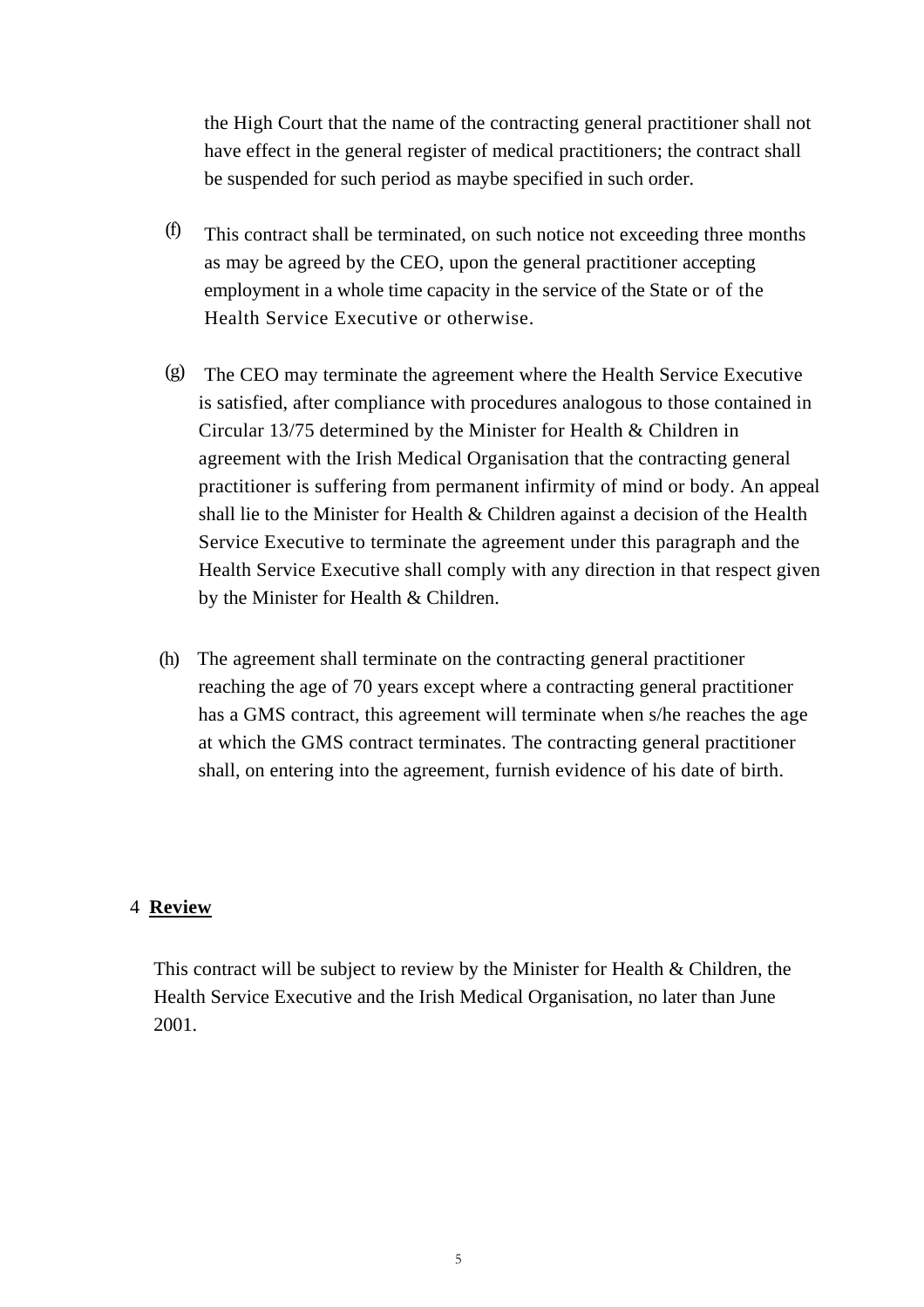the High Court that the name of the contracting general practitioner shall not have effect in the general register of medical practitioners; the contract shall be suspended for such period as maybe specified in such order.

(f) This contract shall be terminated, on such notice not exceeding three months as may be agreed by the CEO, upon the general practitioner accepting employment in a whole time capacity in the service of the State or of the Health Service Executive or otherwise.

(g) The CEO may terminate the agreement where the Health Service Executive is satisfied, after compliance with procedures analogous to those contained in Circular 13/75 determined by the Minister for Health & Children in agreement with the Irish Medical Organisation that the contracting general practitioner is suffering from permanent infirmity of mind or body. An appeal shall lie to the Minister for Health & Children against a decision of the Health Service Executive to terminate the agreement under this paragraph and the Health Service Executive shall comply with any direction in that respect given by the Minister for Health & Children.

(h) The agreement shall terminate on the contracting general practitioner reaching the age of 70 years except where a contracting general practitioner has a GMS contract, this agreement will terminate when s/he reaches the age at which the GMS contract terminates. The contracting general practitioner shall, on entering into the agreement, furnish evidence of his date of birth.

## 4 **Review**

This contract will be subject to review by the Minister for Health & Children, the Health Service Executive and the Irish Medical Organisation, no later than June 2001.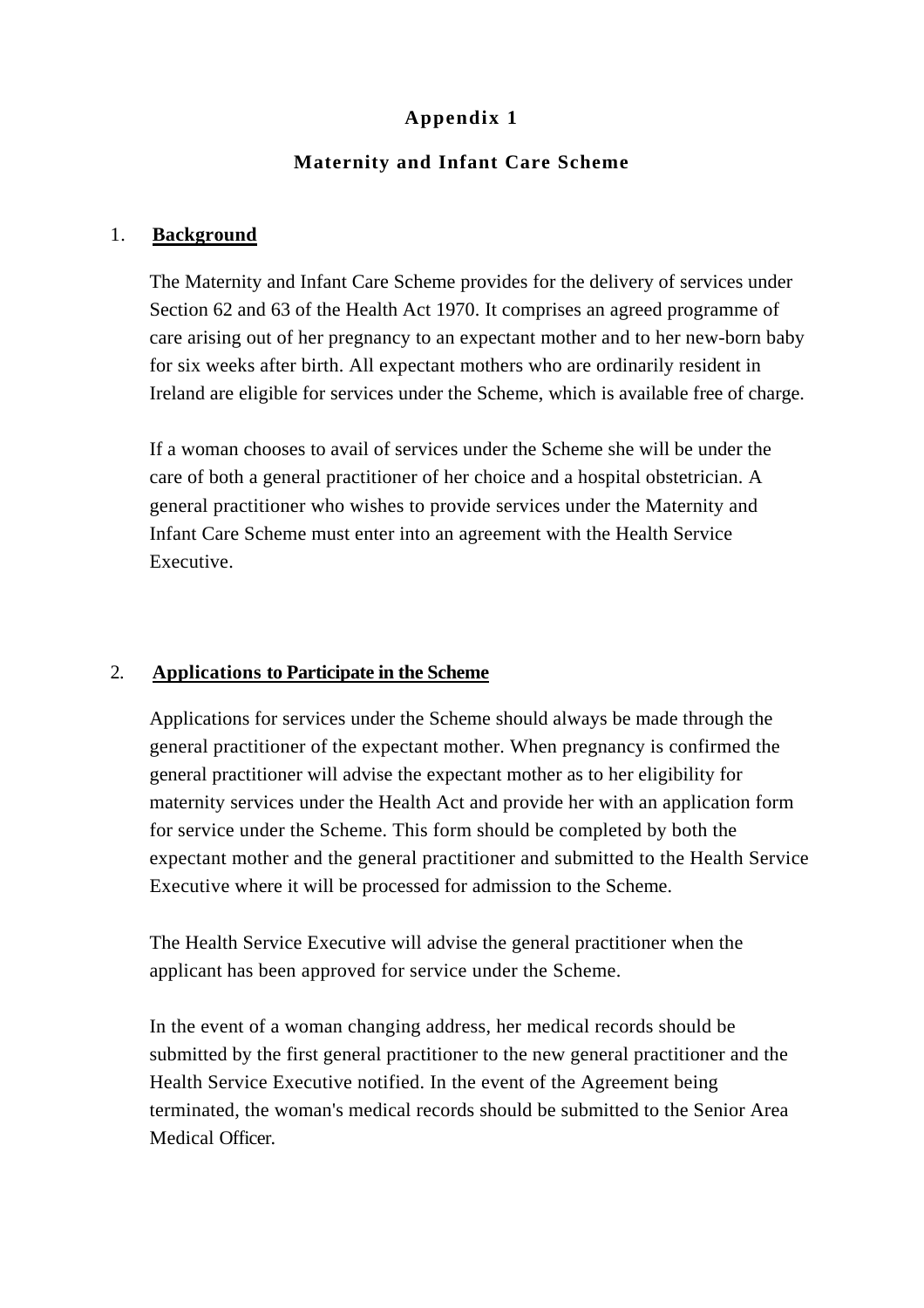# Appendix 1

## Maternity and Infant Care Scheme

### 1. Background

The Maternity and Infant Care Scheme provides for the delivery of services under Section 62 and 63 of the Health Act 1970. It comprises an agreed programme of care arising out of her pregnancy to an expectant mother and to her new-born baby for six weeks after birth. All expectant mothers who are ordinarily resident in Ireland are eligible for services under the Scheme, which is available free of charge.

If a woman chooses to avail of services under the Scheme she will be under the care of both a general practitioner of her choice and a hospital obstetrician. A general practitioner who wishes to provide services under the Maternity and Infant Care Scheme must enter into an agreement with the Health Service Executive.

### 2. Applications to Participate in the Scheme

Applications for services under the Scheme should always be made through the general practitioner of the expectant mother. When pregnancy is confirmed the general practitioner will advise the expectant mother as to her eligibility for maternity services under the Health Act and provide her with an application form for service under the Scheme. This form should be completed by both the expectant mother and the general practitioner and submitted to the Health Service Executive where it will be processed for admission to the Scheme.

The Health Service Executive will advise the general practitioner when the applicant has been approved for service under the Scheme.

In the event of a woman changing address, her medical records should be submitted by the first general practitioner to the new general practitioner and the Health Service Executive notified. In the event of the Agreement being terminated, the woman's medical records should be submitted to the Senior Area Medical Officer.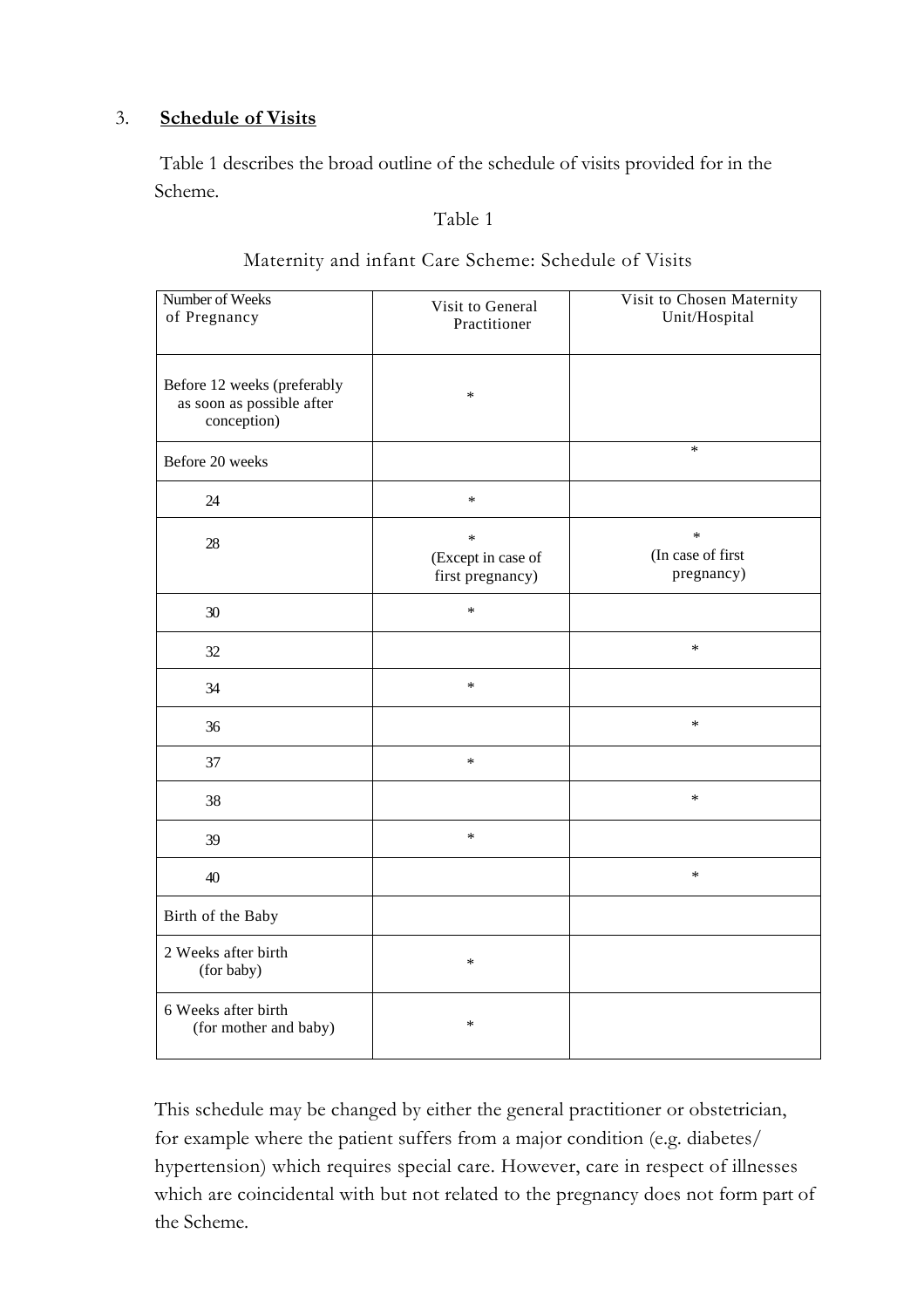## 3. **Schedule of Visits**

Table 1 describes the broad outline of the schedule of visits provided for in the Scheme.

Table 1

Maternity and infant Care Scheme: Schedule of Visits

| Number of Weeks of Pregnancy | Visit to General Practitioner | Visit to Chosen Maternity Unit/Hospital |
|---|---|---|
| Before 12 weeks (preferably as soon as possible after conception) | * | |
| Before 20 weeks | | * |
| 24 | * | |
| 28 | * (Except in case of first pregnancy) | * (In case of first pregnancy) |
| 30 | * | |
| 32 | | * |
| 34 | * | |
| 36 | | * |
| 37 | * | |
| 38 | | * |
| 39 | * | |
| 40 | | * |
| Birth of the Baby | | |
| 2 Weeks after birth (for baby) | * | |
| 6 Weeks after birth (for mother and baby) | * | |

This schedule may be changed by either the general practitioner or obstetrician, for example where the patient suffers from a major condition (e.g. diabetes/ hypertension) which requires special care. However, care in respect of illnesses which are coincidental with but not related to the pregnancy does not form part of the Scheme.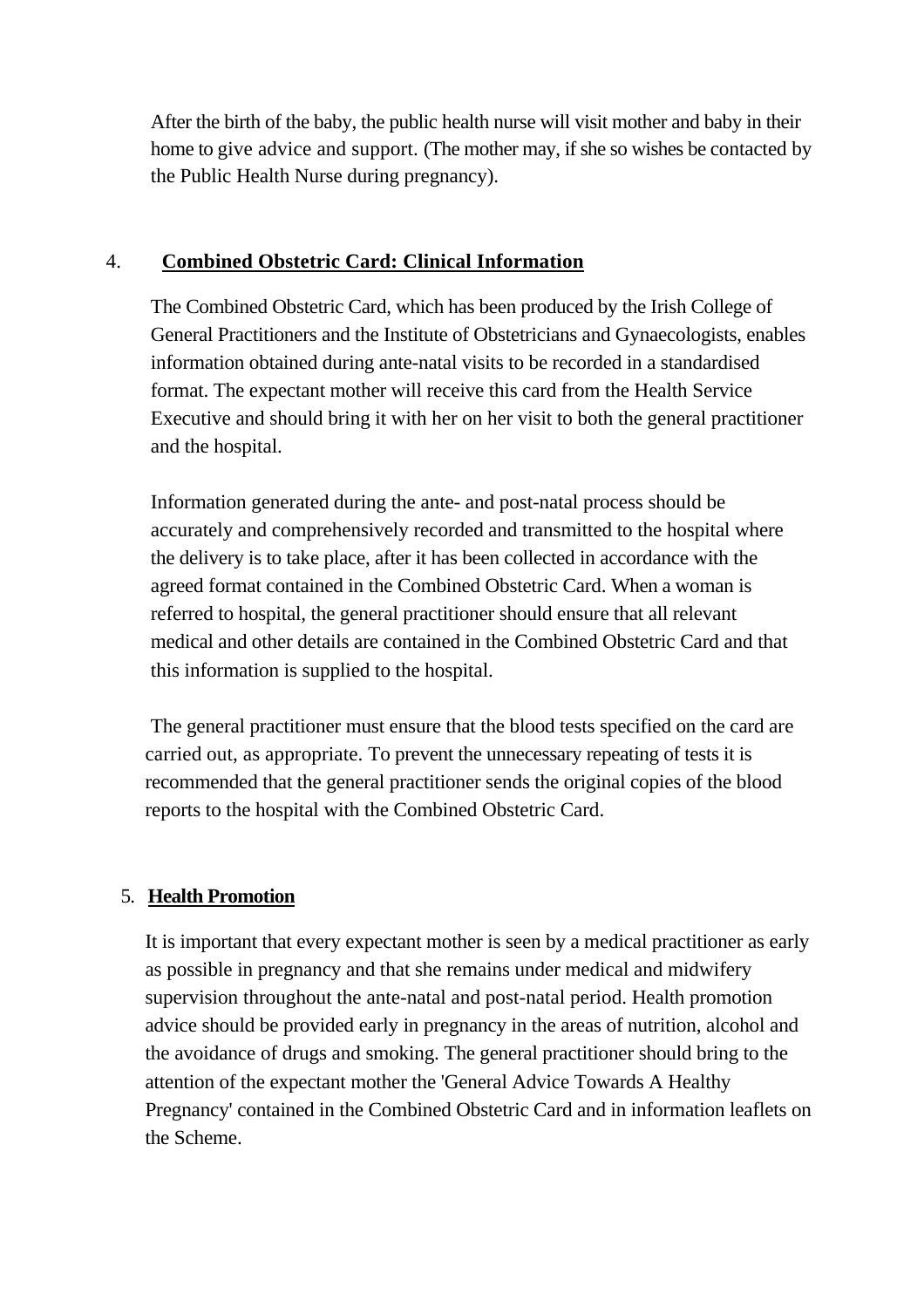After the birth of the baby, the public health nurse will visit mother and baby in their home to give advice and support. (The mother may, if she so wishes be contacted by the Public Health Nurse during pregnancy).

## 4. Combined Obstetric Card: Clinical Information

The Combined Obstetric Card, which has been produced by the Irish College of General Practitioners and the Institute of Obstetricians and Gynaecologists, enables information obtained during ante-natal visits to be recorded in a standardised format. The expectant mother will receive this card from the Health Service Executive and should bring it with her on her visit to both the general practitioner and the hospital.

Information generated during the ante- and post-natal process should be accurately and comprehensively recorded and transmitted to the hospital where the delivery is to take place, after it has been collected in accordance with the agreed format contained in the Combined Obstetric Card. When a woman is referred to hospital, the general practitioner should ensure that all relevant medical and other details are contained in the Combined Obstetric Card and that this information is supplied to the hospital.

The general practitioner must ensure that the blood tests specified on the card are carried out, as appropriate. To prevent the unnecessary repeating of tests it is recommended that the general practitioner sends the original copies of the blood reports to the hospital with the Combined Obstetric Card.

## 5. Health Promotion

It is important that every expectant mother is seen by a medical practitioner as early as possible in pregnancy and that she remains under medical and midwifery supervision throughout the ante-natal and post-natal period. Health promotion advice should be provided early in pregnancy in the areas of nutrition, alcohol and the avoidance of drugs and smoking. The general practitioner should bring to the attention of the expectant mother the 'General Advice Towards A Healthy Pregnancy' contained in the Combined Obstetric Card and in information leaflets on the Scheme.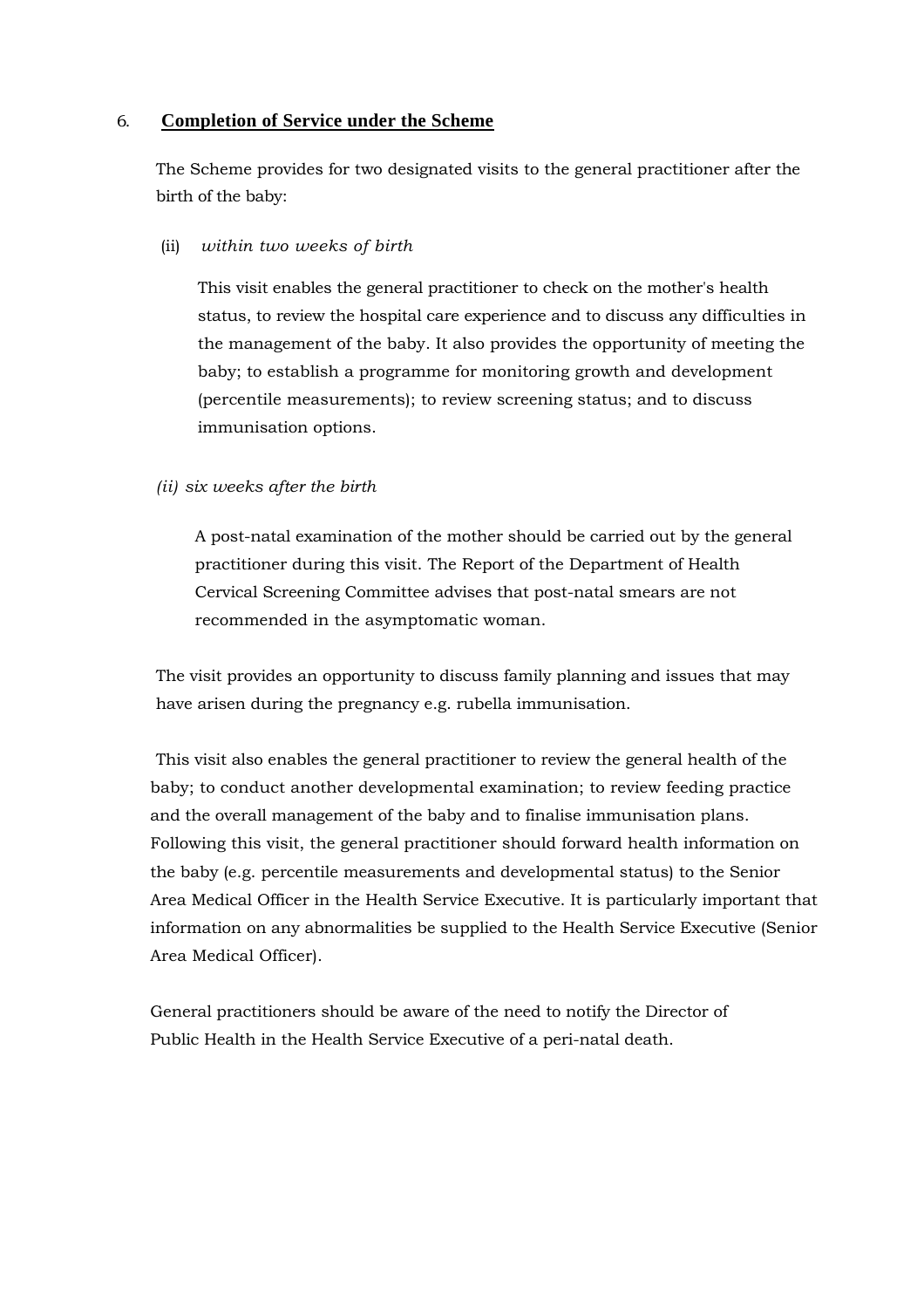## 6. Completion of Service under the Scheme

The Scheme provides for two designated visits to the general practitioner after the birth of the baby:

(ii) *within two weeks of birth*

This visit enables the general practitioner to check on the mother's health status, to review the hospital care experience and to discuss any difficulties in the management of the baby. It also provides the opportunity of meeting the baby; to establish a programme for monitoring growth and development (percentile measurements); to review screening status; and to discuss immunisation options.

*(ii) six weeks after the birth*

A post-natal examination of the mother should be carried out by the general practitioner during this visit. The Report of the Department of Health Cervical Screening Committee advises that post-natal smears are not recommended in the asymptomatic woman.

The visit provides an opportunity to discuss family planning and issues that may have arisen during the pregnancy e.g. rubella immunisation.

This visit also enables the general practitioner to review the general health of the baby; to conduct another developmental examination; to review feeding practice and the overall management of the baby and to finalise immunisation plans. Following this visit, the general practitioner should forward health information on the baby (e.g. percentile measurements and developmental status) to the Senior Area Medical Officer in the Health Service Executive. It is particularly important that information on any abnormalities be supplied to the Health Service Executive (Senior Area Medical Officer).

General practitioners should be aware of the need to notify the Director of Public Health in the Health Service Executive of a peri-natal death.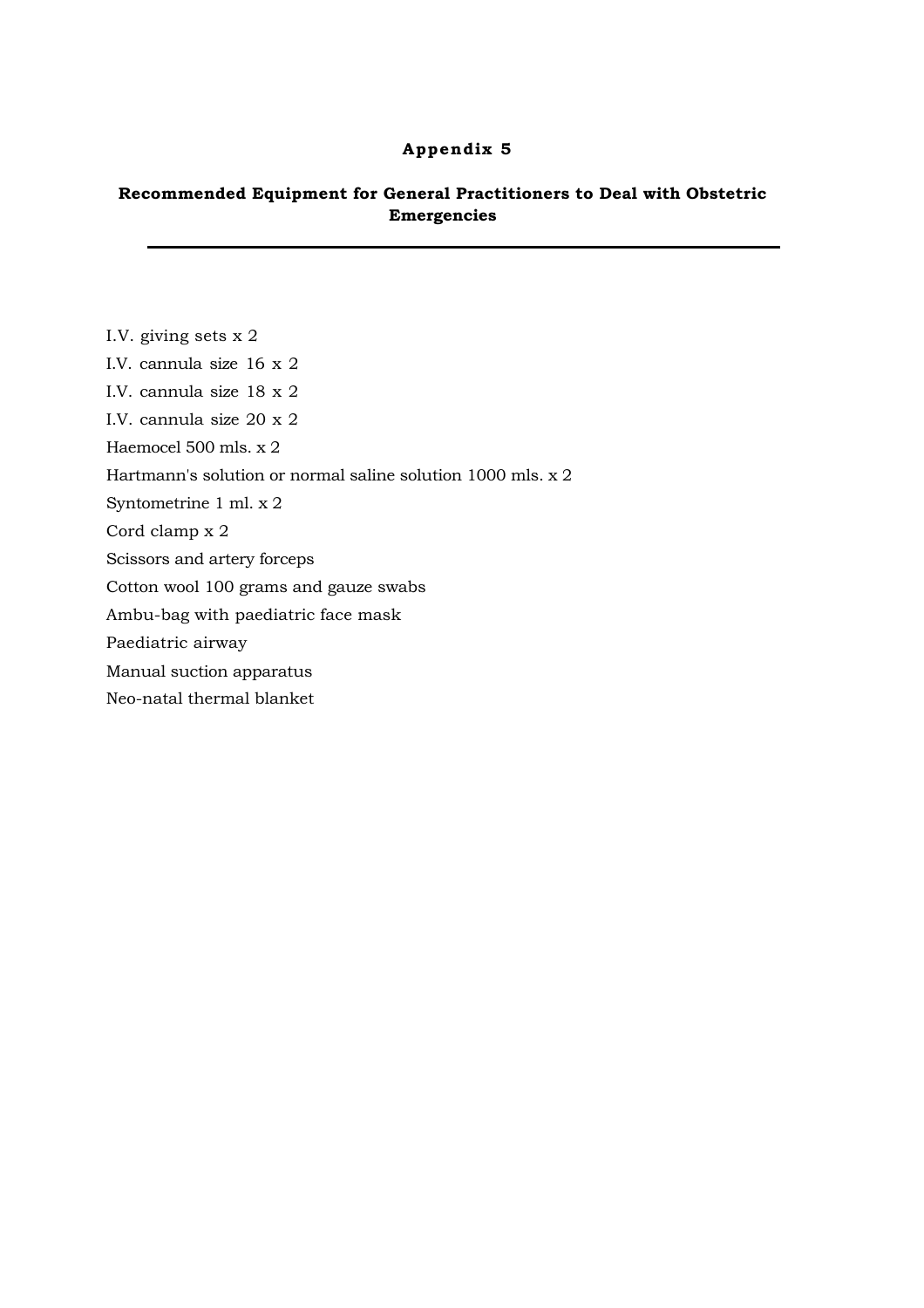# Appendix 5

## Recommended Equipment for General Practitioners to Deal with Obstetric Emergencies

---

I.V. giving sets x 2

I.V. cannula size 16 x 2

I.V. cannula size 18 x 2

I.V. cannula size 20 x 2

Haemocel 500 mls. x 2

Hartmann's solution or normal saline solution 1000 mls. x 2

Syntometrine 1 ml. x 2

Cord clamp x 2

Scissors and artery forceps

Cotton wool 100 grams and gauze swabs

Ambu-bag with paediatric face mask

Paediatric airway

Manual suction apparatus

Neo-natal thermal blanket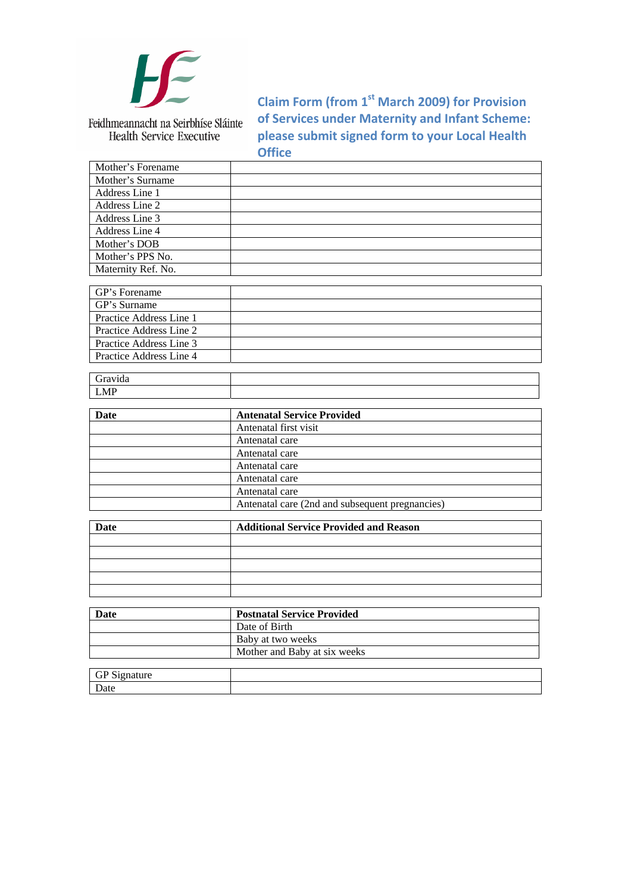Feidhmeannacht na Seirbhíse Sláinte
Health Service Executive

**Claim Form (from 1st March 2009) for Provision of Services under Maternity and Infant Scheme: please submit signed form to your Local Health Office**

| | |
|---|---|
| Mother's Forename | |
| Mother's Surname | |
| Address Line 1 | |
| Address Line 2 | |
| Address Line 3 | |
| Address Line 4 | |
| Mother's DOB | |
| Mother's PPS No. | |
| Maternity Ref. No. | |

| | |
|---|---|
| GP's Forename | |
| GP's Surname | |
| Practice Address Line 1 | |
| Practice Address Line 2 | |
| Practice Address Line 3 | |
| Practice Address Line 4 | |

| | |
|---|---|
| Gravida | |
| LMP | |

| Date | Antenatal Service Provided |
|---|---|
| | Antenatal first visit |
| | Antenatal care |
| | Antenatal care |
| | Antenatal care |
| | Antenatal care |
| | Antenatal care |
| | Antenatal care (2nd and subsequent pregnancies) |

| Date | Additional Service Provided and Reason |
|---|---|
| | |
| | |
| | |
| | |
| | |

| Date | Postnatal Service Provided |
|---|---|
| | Date of Birth |
| | Baby at two weeks |
| | Mother and Baby at six weeks |

| | |
|---|---|
| GP Signature | |
| Date | |